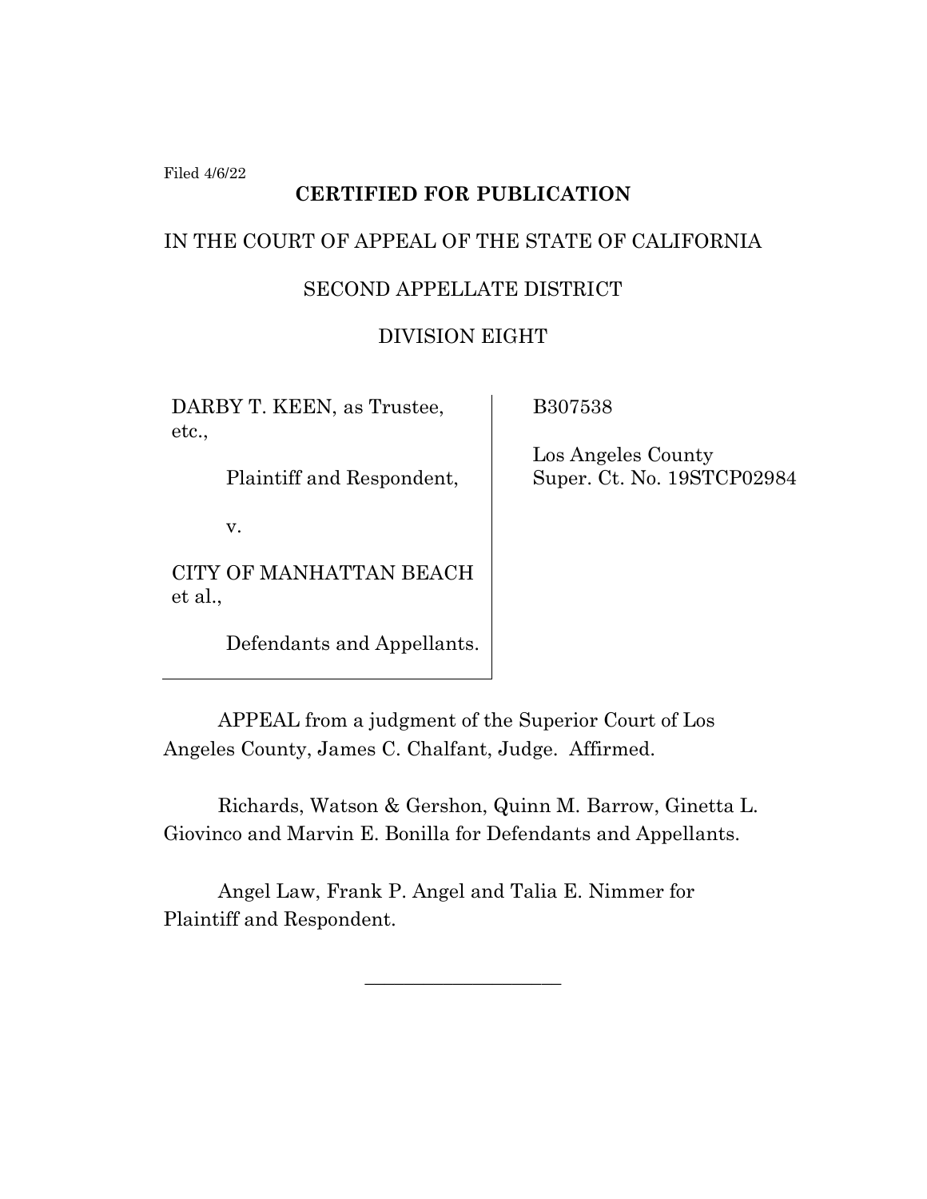Filed 4/6/22

**CERTIFIED FOR PUBLICATION**

IN THE COURT OF APPEAL OF THE STATE OF CALIFORNIA

SECOND APPELLATE DISTRICT

DIVISION EIGHT

| | |
|---|---|
| DARBY T. KEEN, as Trustee, etc.,<br><br>Plaintiff and Respondent,<br><br>v.<br><br>CITY OF MANHATTAN BEACH et al.,<br><br>Defendants and Appellants. | B307538<br><br>Los Angeles County Super. Ct. No. 19STCP02984 |

APPEAL from a judgment of the Superior Court of Los Angeles County, James C. Chalfant, Judge. Affirmed.

Richards, Watson & Gershon, Quinn M. Barrow, Ginetta L. Giovinco and Marvin E. Bonilla for Defendants and Appellants.

Angel Law, Frank P. Angel and Talia E. Nimmer for Plaintiff and Respondent.

\_\_\_\_\_\_\_\_\_\_\_\_\_\_\_\_\_\_\_\_\_\_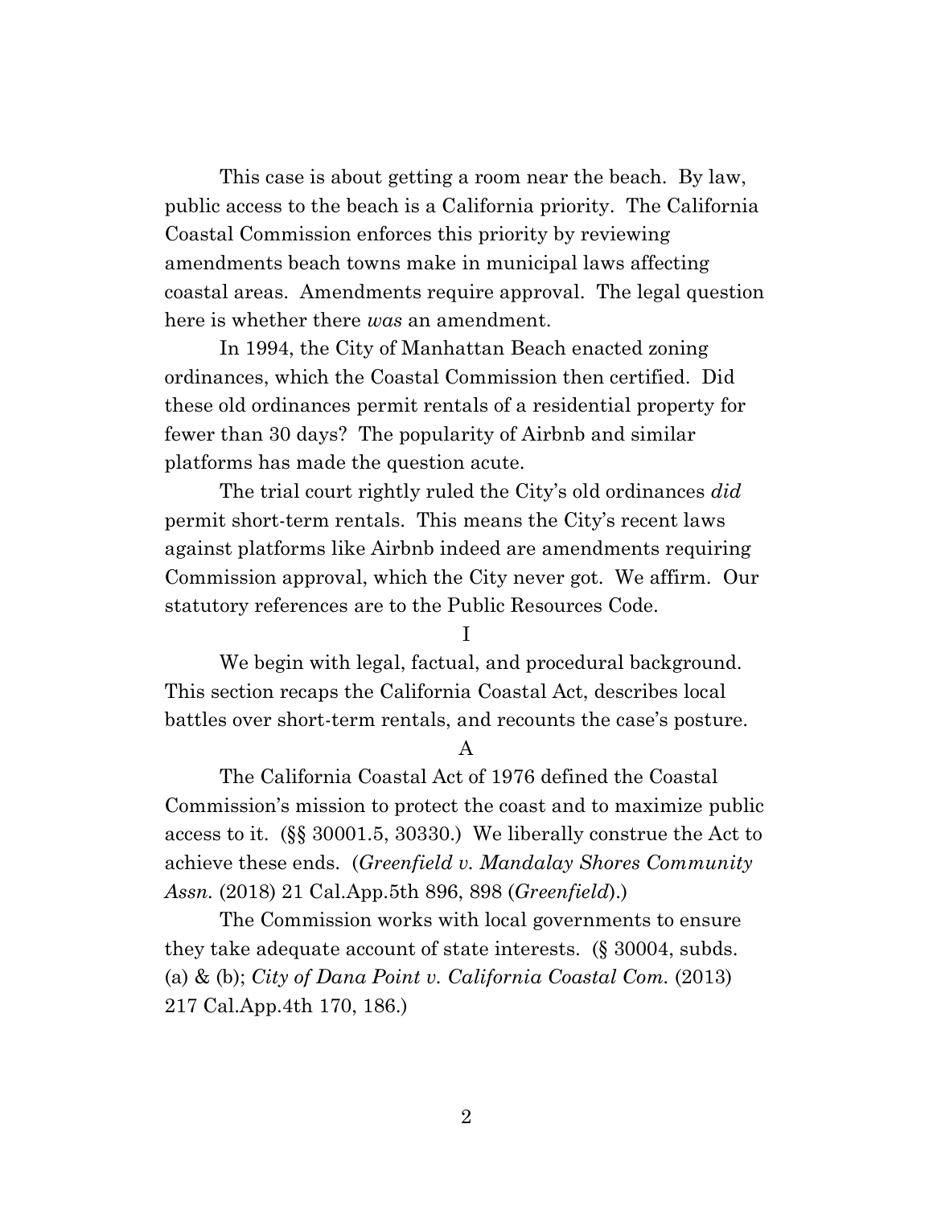This case is about getting a room near the beach. By law, public access to the beach is a California priority. The California Coastal Commission enforces this priority by reviewing amendments beach towns make in municipal laws affecting coastal areas. Amendments require approval. The legal question here is whether there *was* an amendment.

In 1994, the City of Manhattan Beach enacted zoning ordinances, which the Coastal Commission then certified. Did these old ordinances permit rentals of a residential property for fewer than 30 days? The popularity of Airbnb and similar platforms has made the question acute.

The trial court rightly ruled the City's old ordinances *did* permit short-term rentals. This means the City's recent laws against platforms like Airbnb indeed are amendments requiring Commission approval, which the City never got. We affirm. Our statutory references are to the Public Resources Code.

I

We begin with legal, factual, and procedural background. This section recaps the California Coastal Act, describes local battles over short-term rentals, and recounts the case's posture.

A

The California Coastal Act of 1976 defined the Coastal Commission's mission to protect the coast and to maximize public access to it. (§§ 30001.5, 30330.) We liberally construe the Act to achieve these ends. (*Greenfield v. Mandalay Shores Community Assn.* (2018) 21 Cal.App.5th 896, 898 (*Greenfield*).)

The Commission works with local governments to ensure they take adequate account of state interests. (§ 30004, subds. (a) & (b); *City of Dana Point v. California Coastal Com.* (2013) 217 Cal.App.4th 170, 186.)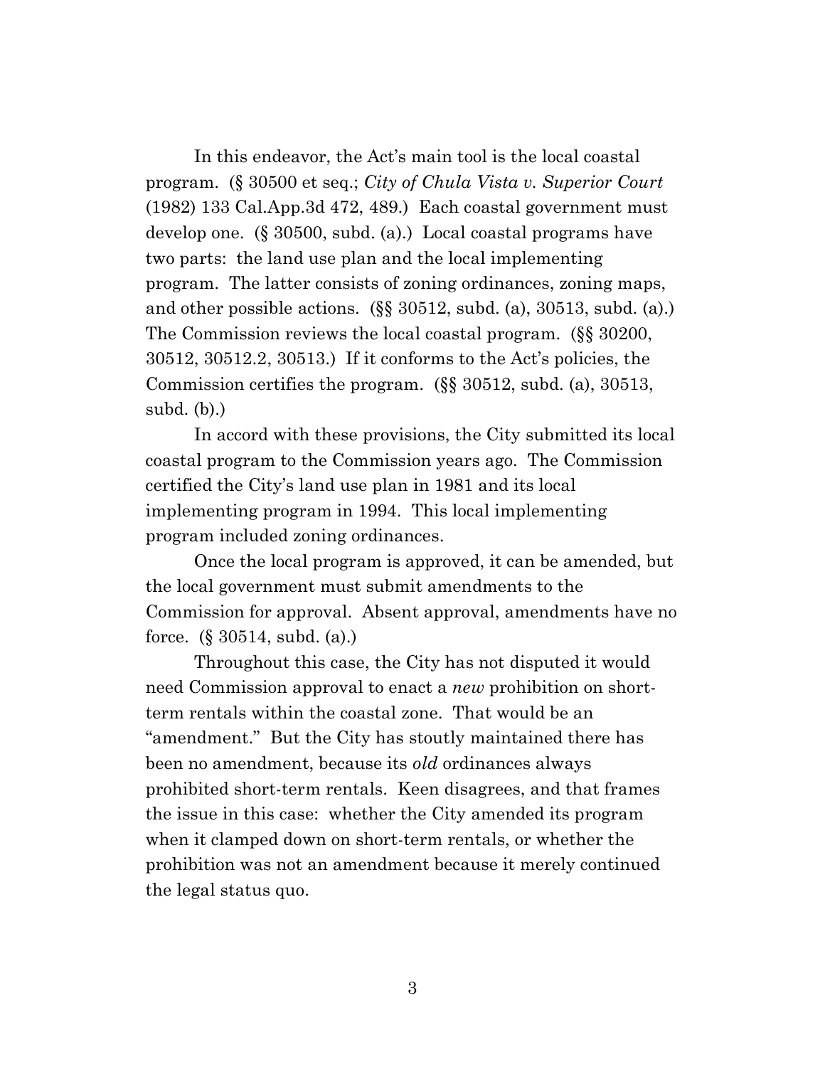In this endeavor, the Act's main tool is the local coastal program. (§ 30500 et seq.; *City of Chula Vista v. Superior Court* (1982) 133 Cal.App.3d 472, 489.) Each coastal government must develop one. (§ 30500, subd. (a).) Local coastal programs have two parts: the land use plan and the local implementing program. The latter consists of zoning ordinances, zoning maps, and other possible actions. (§§ 30512, subd. (a), 30513, subd. (a).) The Commission reviews the local coastal program. (§§ 30200, 30512, 30512.2, 30513.) If it conforms to the Act's policies, the Commission certifies the program. (§§ 30512, subd. (a), 30513, subd. (b).)

In accord with these provisions, the City submitted its local coastal program to the Commission years ago. The Commission certified the City's land use plan in 1981 and its local implementing program in 1994. This local implementing program included zoning ordinances.

Once the local program is approved, it can be amended, but the local government must submit amendments to the Commission for approval. Absent approval, amendments have no force. (§ 30514, subd. (a).)

Throughout this case, the City has not disputed it would need Commission approval to enact a *new* prohibition on short-term rentals within the coastal zone. That would be an "amendment." But the City has stoutly maintained there has been no amendment, because its *old* ordinances always prohibited short-term rentals. Keen disagrees, and that frames the issue in this case: whether the City amended its program when it clamped down on short-term rentals, or whether the prohibition was not an amendment because it merely continued the legal status quo.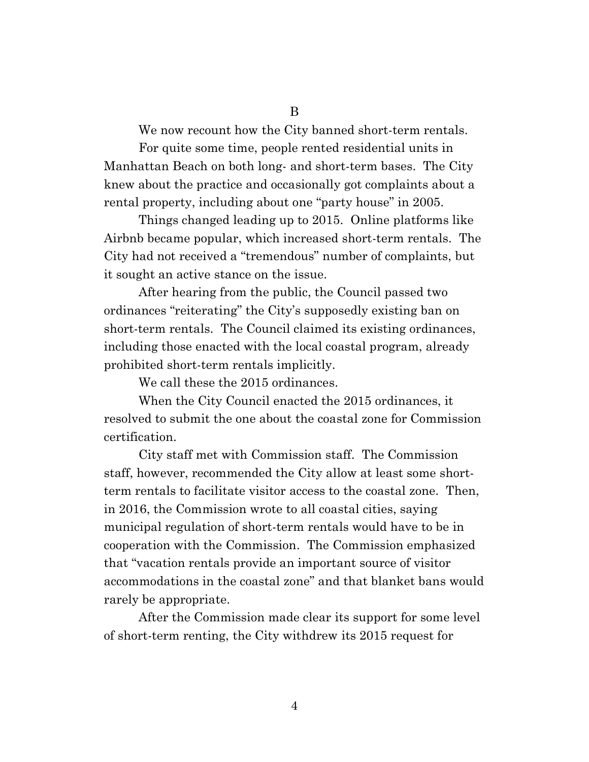### B

We now recount how the City banned short-term rentals.

For quite some time, people rented residential units in Manhattan Beach on both long- and short-term bases. The City knew about the practice and occasionally got complaints about a rental property, including about one "party house" in 2005.

Things changed leading up to 2015. Online platforms like Airbnb became popular, which increased short-term rentals. The City had not received a "tremendous" number of complaints, but it sought an active stance on the issue.

After hearing from the public, the Council passed two ordinances "reiterating" the City's supposedly existing ban on short-term rentals. The Council claimed its existing ordinances, including those enacted with the local coastal program, already prohibited short-term rentals implicitly.

We call these the 2015 ordinances.

When the City Council enacted the 2015 ordinances, it resolved to submit the one about the coastal zone for Commission certification.

City staff met with Commission staff. The Commission staff, however, recommended the City allow at least some short-term rentals to facilitate visitor access to the coastal zone. Then, in 2016, the Commission wrote to all coastal cities, saying municipal regulation of short-term rentals would have to be in cooperation with the Commission. The Commission emphasized that "vacation rentals provide an important source of visitor accommodations in the coastal zone" and that blanket bans would rarely be appropriate.

After the Commission made clear its support for some level of short-term renting, the City withdrew its 2015 request for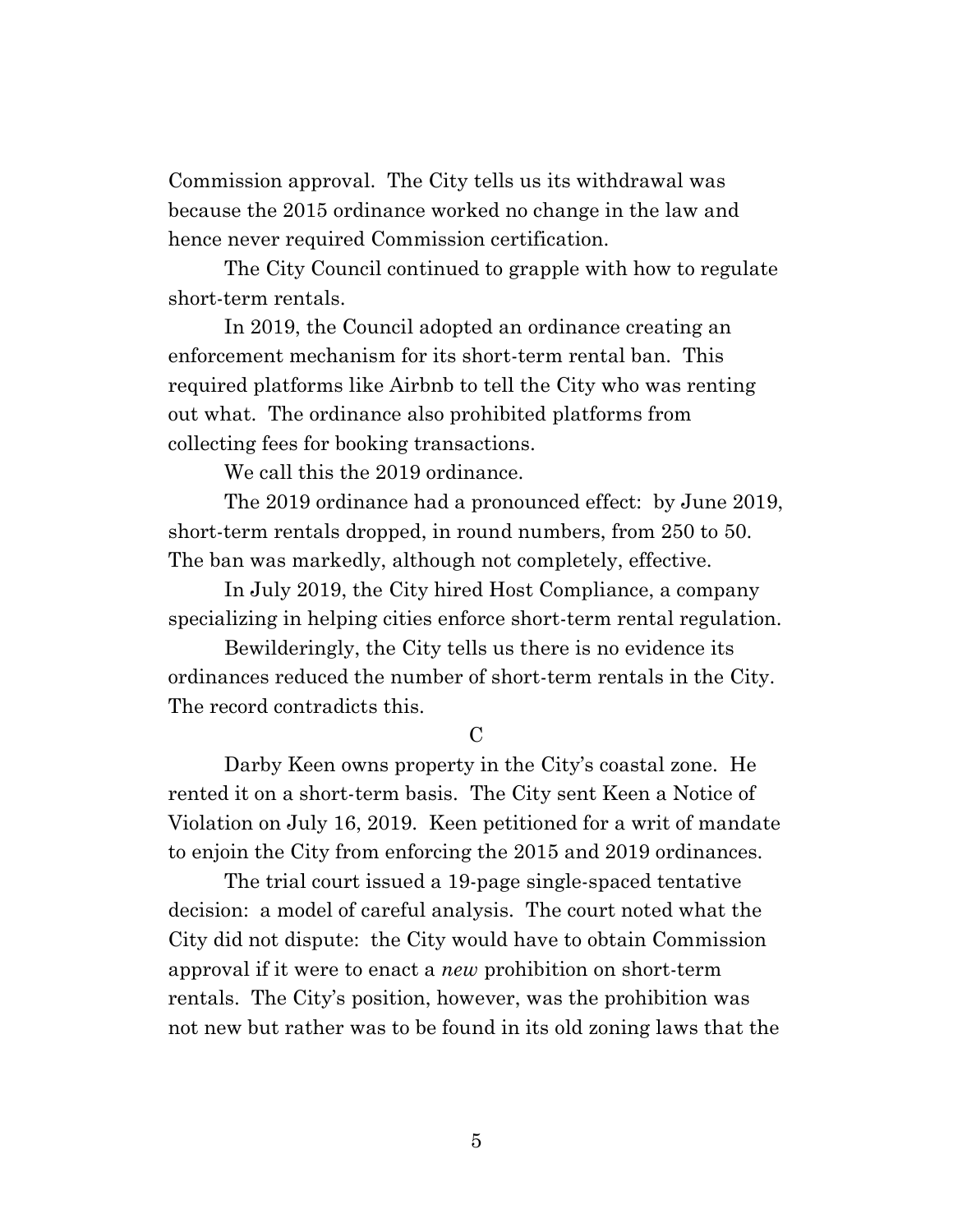Commission approval. The City tells us its withdrawal was because the 2015 ordinance worked no change in the law and hence never required Commission certification.

The City Council continued to grapple with how to regulate short-term rentals.

In 2019, the Council adopted an ordinance creating an enforcement mechanism for its short-term rental ban. This required platforms like Airbnb to tell the City who was renting out what. The ordinance also prohibited platforms from collecting fees for booking transactions.

We call this the 2019 ordinance.

The 2019 ordinance had a pronounced effect: by June 2019, short-term rentals dropped, in round numbers, from 250 to 50. The ban was markedly, although not completely, effective.

In July 2019, the City hired Host Compliance, a company specializing in helping cities enforce short-term rental regulation.

Bewilderingly, the City tells us there is no evidence its ordinances reduced the number of short-term rentals in the City. The record contradicts this.

C

Darby Keen owns property in the City's coastal zone. He rented it on a short-term basis. The City sent Keen a Notice of Violation on July 16, 2019. Keen petitioned for a writ of mandate to enjoin the City from enforcing the 2015 and 2019 ordinances.

The trial court issued a 19-page single-spaced tentative decision: a model of careful analysis. The court noted what the City did not dispute: the City would have to obtain Commission approval if it were to enact a *new* prohibition on short-term rentals. The City's position, however, was the prohibition was not new but rather was to be found in its old zoning laws that the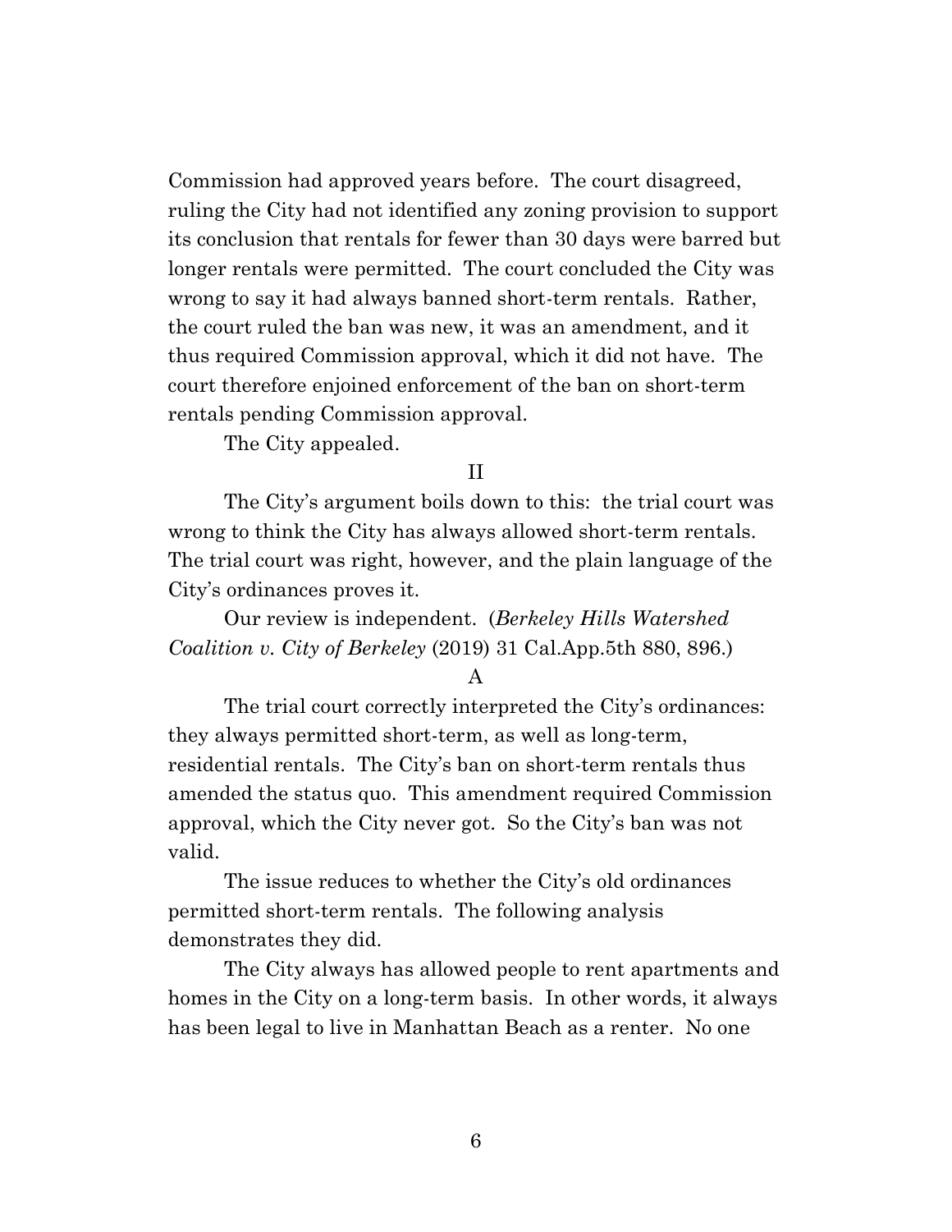Commission had approved years before. The court disagreed, ruling the City had not identified any zoning provision to support its conclusion that rentals for fewer than 30 days were barred but longer rentals were permitted. The court concluded the City was wrong to say it had always banned short-term rentals. Rather, the court ruled the ban was new, it was an amendment, and it thus required Commission approval, which it did not have. The court therefore enjoined enforcement of the ban on short-term rentals pending Commission approval.

The City appealed.

## II

The City's argument boils down to this: the trial court was wrong to think the City has always allowed short-term rentals. The trial court was right, however, and the plain language of the City's ordinances proves it.

Our review is independent. (*Berkeley Hills Watershed Coalition v. City of Berkeley* (2019) 31 Cal.App.5th 880, 896.)

### A

The trial court correctly interpreted the City's ordinances: they always permitted short-term, as well as long-term, residential rentals. The City's ban on short-term rentals thus amended the status quo. This amendment required Commission approval, which the City never got. So the City's ban was not valid.

The issue reduces to whether the City's old ordinances permitted short-term rentals. The following analysis demonstrates they did.

The City always has allowed people to rent apartments and homes in the City on a long-term basis. In other words, it always has been legal to live in Manhattan Beach as a renter. No one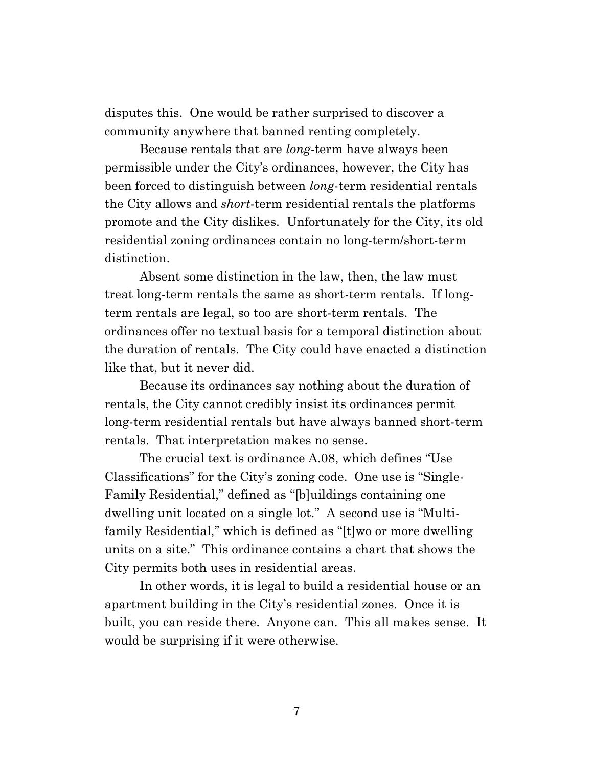disputes this. One would be rather surprised to discover a community anywhere that banned renting completely.

Because rentals that are *long*-term have always been permissible under the City's ordinances, however, the City has been forced to distinguish between *long*-term residential rentals the City allows and *short*-term residential rentals the platforms promote and the City dislikes. Unfortunately for the City, its old residential zoning ordinances contain no long-term/short-term distinction.

Absent some distinction in the law, then, the law must treat long-term rentals the same as short-term rentals. If long-term rentals are legal, so too are short-term rentals. The ordinances offer no textual basis for a temporal distinction about the duration of rentals. The City could have enacted a distinction like that, but it never did.

Because its ordinances say nothing about the duration of rentals, the City cannot credibly insist its ordinances permit long-term residential rentals but have always banned short-term rentals. That interpretation makes no sense.

The crucial text is ordinance A.08, which defines "Use Classifications" for the City's zoning code. One use is "Single-Family Residential," defined as "[b]uildings containing one dwelling unit located on a single lot." A second use is "Multi-family Residential," which is defined as "[t]wo or more dwelling units on a site." This ordinance contains a chart that shows the City permits both uses in residential areas.

In other words, it is legal to build a residential house or an apartment building in the City's residential zones. Once it is built, you can reside there. Anyone can. This all makes sense. It would be surprising if it were otherwise.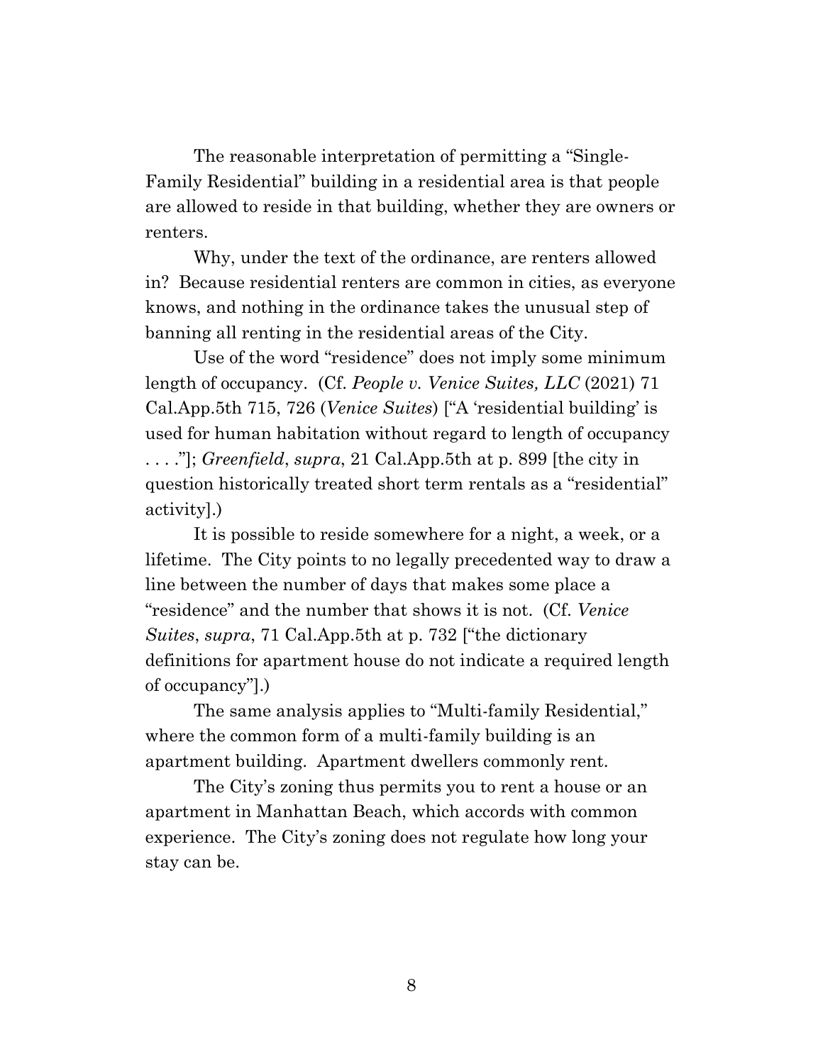The reasonable interpretation of permitting a "Single-Family Residential" building in a residential area is that people are allowed to reside in that building, whether they are owners or renters.

Why, under the text of the ordinance, are renters allowed in? Because residential renters are common in cities, as everyone knows, and nothing in the ordinance takes the unusual step of banning all renting in the residential areas of the City.

Use of the word "residence" does not imply some minimum length of occupancy. (Cf. *People v. Venice Suites, LLC* (2021) 71 Cal.App.5th 715, 726 (*Venice Suites*) ["A 'residential building' is used for human habitation without regard to length of occupancy . . . ."]; *Greenfield*, *supra*, 21 Cal.App.5th at p. 899 [the city in question historically treated short term rentals as a "residential" activity].)

It is possible to reside somewhere for a night, a week, or a lifetime. The City points to no legally precedented way to draw a line between the number of days that makes some place a "residence" and the number that shows it is not. (Cf. *Venice Suites*, *supra*, 71 Cal.App.5th at p. 732 ["the dictionary definitions for apartment house do not indicate a required length of occupancy"].)

The same analysis applies to "Multi-family Residential," where the common form of a multi-family building is an apartment building. Apartment dwellers commonly rent.

The City's zoning thus permits you to rent a house or an apartment in Manhattan Beach, which accords with common experience. The City's zoning does not regulate how long your stay can be.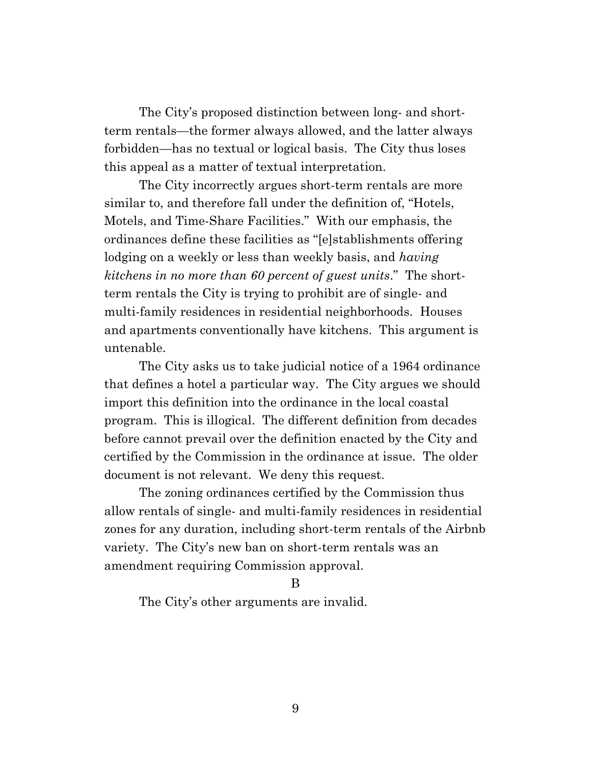The City's proposed distinction between long- and short-term rentals—the former always allowed, and the latter always forbidden—has no textual or logical basis. The City thus loses this appeal as a matter of textual interpretation.

The City incorrectly argues short-term rentals are more similar to, and therefore fall under the definition of, "Hotels, Motels, and Time-Share Facilities." With our emphasis, the ordinances define these facilities as "[e]stablishments offering lodging on a weekly or less than weekly basis, and *having kitchens in no more than 60 percent of guest units*." The short-term rentals the City is trying to prohibit are of single- and multi-family residences in residential neighborhoods. Houses and apartments conventionally have kitchens. This argument is untenable.

The City asks us to take judicial notice of a 1964 ordinance that defines a hotel a particular way. The City argues we should import this definition into the ordinance in the local coastal program. This is illogical. The different definition from decades before cannot prevail over the definition enacted by the City and certified by the Commission in the ordinance at issue. The older document is not relevant. We deny this request.

The zoning ordinances certified by the Commission thus allow rentals of single- and multi-family residences in residential zones for any duration, including short-term rentals of the Airbnb variety. The City's new ban on short-term rentals was an amendment requiring Commission approval.

B

The City's other arguments are invalid.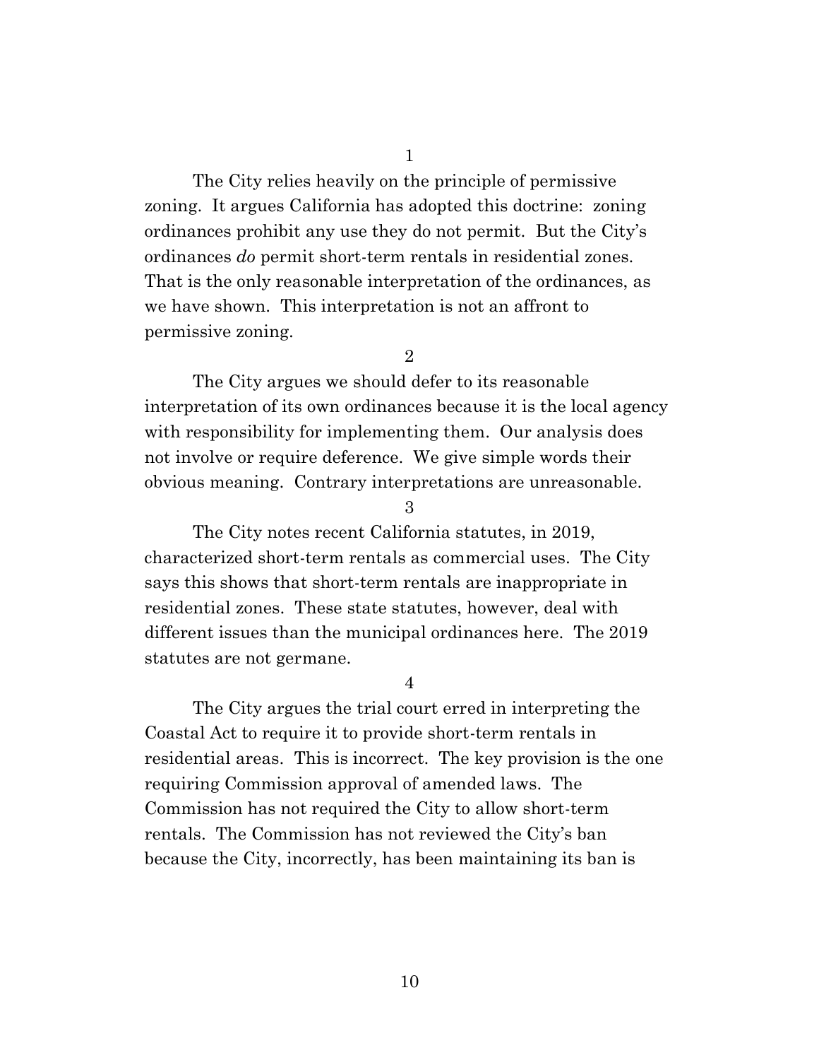1

The City relies heavily on the principle of permissive zoning. It argues California has adopted this doctrine: zoning ordinances prohibit any use they do not permit. But the City's ordinances *do* permit short-term rentals in residential zones. That is the only reasonable interpretation of the ordinances, as we have shown. This interpretation is not an affront to permissive zoning.

2

The City argues we should defer to its reasonable interpretation of its own ordinances because it is the local agency with responsibility for implementing them. Our analysis does not involve or require deference. We give simple words their obvious meaning. Contrary interpretations are unreasonable.

3

The City notes recent California statutes, in 2019, characterized short-term rentals as commercial uses. The City says this shows that short-term rentals are inappropriate in residential zones. These state statutes, however, deal with different issues than the municipal ordinances here. The 2019 statutes are not germane.

4

The City argues the trial court erred in interpreting the Coastal Act to require it to provide short-term rentals in residential areas. This is incorrect. The key provision is the one requiring Commission approval of amended laws. The Commission has not required the City to allow short-term rentals. The Commission has not reviewed the City's ban because the City, incorrectly, has been maintaining its ban is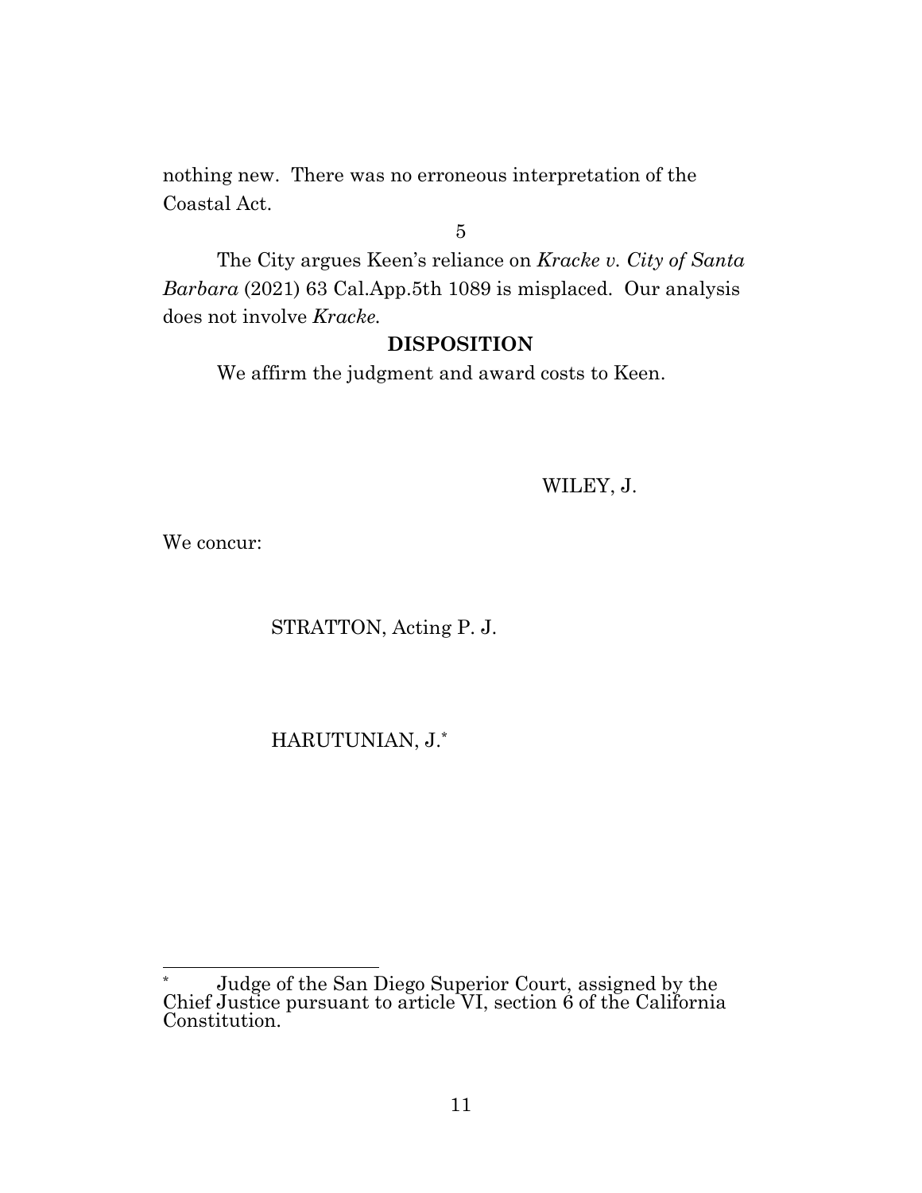nothing new. There was no erroneous interpretation of the Coastal Act.

5

The City argues Keen's reliance on *Kracke v. City of Santa Barbara* (2021) 63 Cal.App.5th 1089 is misplaced. Our analysis does not involve *Kracke*.

**DISPOSITION**

We affirm the judgment and award costs to Keen.

WILEY, J.

We concur:

STRATTON, Acting P. J.

HARUTUNIAN, J.*

---

\* Judge of the San Diego Superior Court, assigned by the Chief Justice pursuant to article VI, section 6 of the California Constitution.